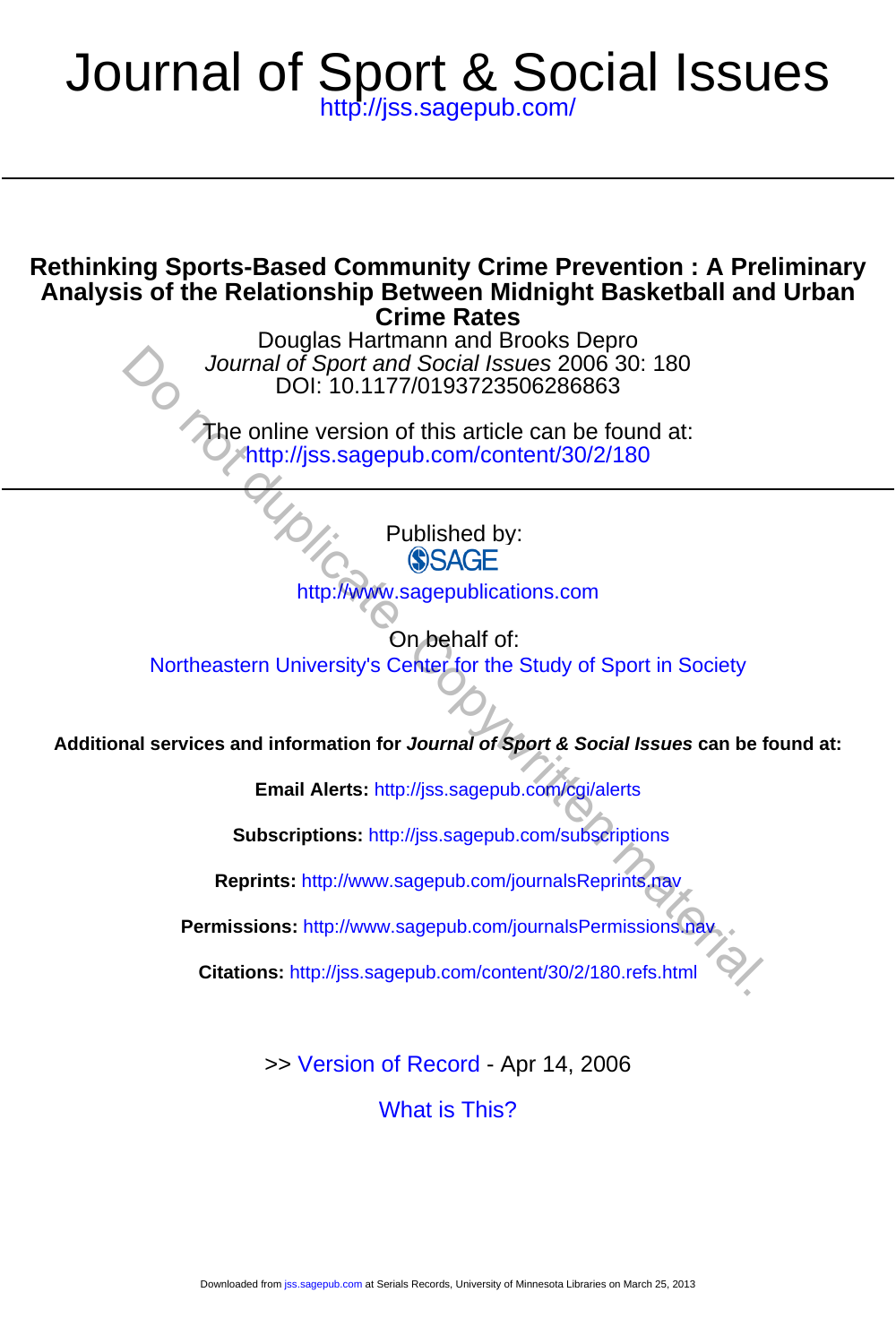# Journal of Sport & Social Issues

http://jss.sagepub.com/

## Rethinking Sports-Based Community Crime Prevention : A Preliminary Analysis of the Relationship Between Midnight Basketball and Urban Crime Rates

Douglas Hartmann and Brooks Depro

*Journal of Sport and Social Issues* 2006 30: 180

DOI: 10.1177/0193723506286863

The online version of this article can be found at:
http://jss.sagepub.com/content/30/2/180

---

Published by:

SAGE

http://www.sagepublications.com

On behalf of:

Northeastern University's Center for the Study of Sport in Society

**Additional services and information for *Journal of Sport & Social Issues* can be found at:**

**Email Alerts:** http://jss.sagepub.com/cgi/alerts

**Subscriptions:** http://jss.sagepub.com/subscriptions

**Reprints:** http://www.sagepub.com/journalsReprints.nav

**Permissions:** http://www.sagepub.com/journalsPermissions.nav

**Citations:** http://jss.sagepub.com/content/30/2/180.refs.html

>> Version of Record - Apr 14, 2006

What is This?

Do not duplicate copywritten material.

Downloaded from jss.sagepub.com at Serials Records, University of Minnesota Libraries on March 25, 2013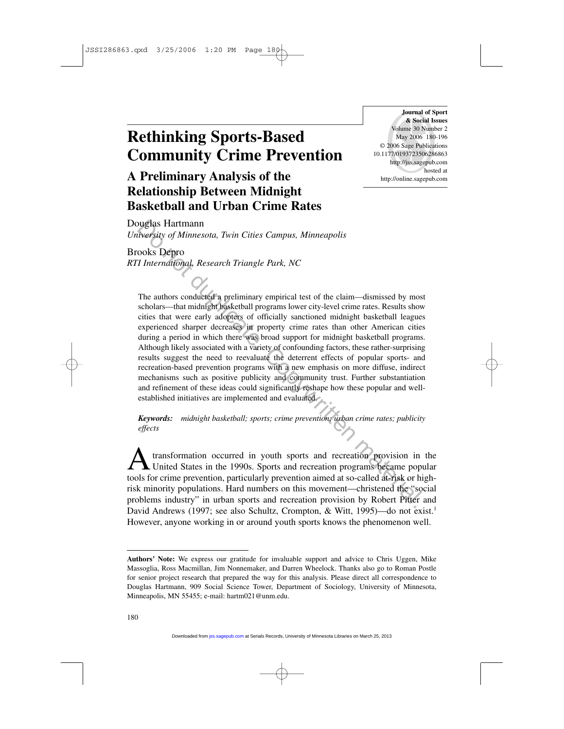# Rethinking Sports-Based Community Crime Prevention

## A Preliminary Analysis of the Relationship Between Midnight Basketball and Urban Crime Rates

Douglas Hartmann
*University of Minnesota, Twin Cities Campus, Minneapolis*

Brooks Depro
*RTI International, Research Triangle Park, NC*

The authors conducted a preliminary empirical test of the claim—dismissed by most scholars—that midnight basketball programs lower city-level crime rates. Results show cities that were early adopters of officially sanctioned midnight basketball leagues experienced sharper decreases in property crime rates than other American cities during a period in which there was broad support for midnight basketball programs. Although likely associated with a variety of confounding factors, these rather-surprising results suggest the need to reevaluate the deterrent effects of popular sports- and recreation-based prevention programs with a new emphasis on more diffuse, indirect mechanisms such as positive publicity and community trust. Further substantiation and refinement of these ideas could significantly reshape how these popular and well-established initiatives are implemented and evaluated.

***Keywords:*** *midnight basketball; sports; crime prevention; urban crime rates; publicity effects*

A transformation occurred in youth sports and recreation provision in the United States in the 1990s. Sports and recreation programs became popular tools for crime prevention, particularly prevention aimed at so-called at-risk or high-risk minority populations. Hard numbers on this movement—christened the "social problems industry" in urban sports and recreation provision by Robert Pitter and David Andrews (1997; see also Schultz, Crompton, & Witt, 1995)—do not exist.[1] However, anyone working in or around youth sports knows the phenomenon well.

---

**Authors' Note:** We express our gratitude for invaluable support and advice to Chris Uggen, Mike Massoglia, Ross Macmillan, Jim Nonnemaker, and Darren Wheelock. Thanks also go to Roman Postle for senior project research that prepared the way for this analysis. Please direct all correspondence to Douglas Hartmann, 909 Social Science Tower, Department of Sociology, University of Minnesota, Minneapolis, MN 55455; e-mail: hartm021@unm.edu.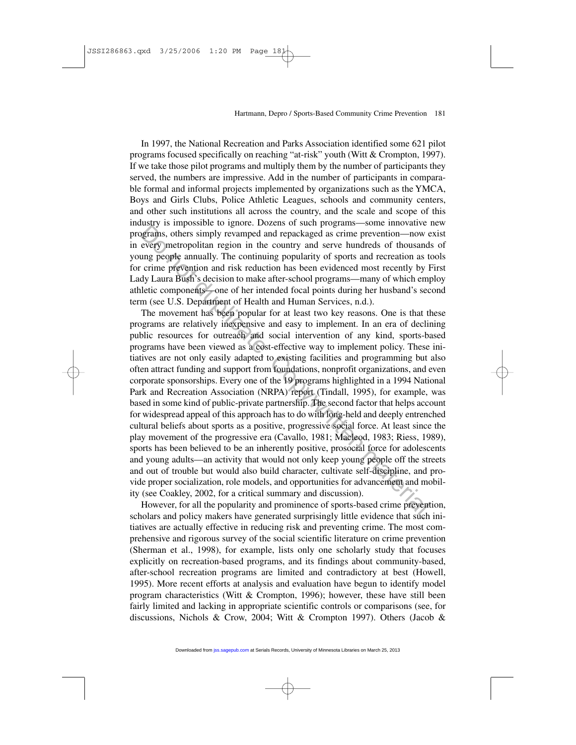In 1997, the National Recreation and Parks Association identified some 621 pilot programs focused specifically on reaching "at-risk" youth (Witt & Crompton, 1997). If we take those pilot programs and multiply them by the number of participants they served, the numbers are impressive. Add in the number of participants in comparable formal and informal projects implemented by organizations such as the YMCA, Boys and Girls Clubs, Police Athletic Leagues, schools and community centers, and other such institutions all across the country, and the scale and scope of this industry is impossible to ignore. Dozens of such programs—some innovative new programs, others simply revamped and repackaged as crime prevention—now exist in every metropolitan region in the country and serve hundreds of thousands of young people annually. The continuing popularity of sports and recreation as tools for crime prevention and risk reduction has been evidenced most recently by First Lady Laura Bush's decision to make after-school programs—many of which employ athletic components—one of her intended focal points during her husband's second term (see U.S. Department of Health and Human Services, n.d.).

The movement has been popular for at least two key reasons. One is that these programs are relatively inexpensive and easy to implement. In an era of declining public resources for outreach and social intervention of any kind, sports-based programs have been viewed as a cost-effective way to implement policy. These initiatives are not only easily adapted to existing facilities and programming but also often attract funding and support from foundations, nonprofit organizations, and even corporate sponsorships. Every one of the 19 programs highlighted in a 1994 National Park and Recreation Association (NRPA) report (Tindall, 1995), for example, was based in some kind of public-private partnership. The second factor that helps account for widespread appeal of this approach has to do with long-held and deeply entrenched cultural beliefs about sports as a positive, progressive social force. At least since the play movement of the progressive era (Cavallo, 1981; Macleod, 1983; Riess, 1989), sports has been believed to be an inherently positive, prosocial force for adolescents and young adults—an activity that would not only keep young people off the streets and out of trouble but would also build character, cultivate self-discipline, and provide proper socialization, role models, and opportunities for advancement and mobility (see Coakley, 2002, for a critical summary and discussion).

However, for all the popularity and prominence of sports-based crime prevention, scholars and policy makers have generated surprisingly little evidence that such initiatives are actually effective in reducing risk and preventing crime. The most comprehensive and rigorous survey of the social scientific literature on crime prevention (Sherman et al., 1998), for example, lists only one scholarly study that focuses explicitly on recreation-based programs, and its findings about community-based, after-school recreation programs are limited and contradictory at best (Howell, 1995). More recent efforts at analysis and evaluation have begun to identify model program characteristics (Witt & Crompton, 1996); however, these have still been fairly limited and lacking in appropriate scientific controls or comparisons (see, for discussions, Nichols & Crow, 2004; Witt & Crompton 1997). Others (Jacob &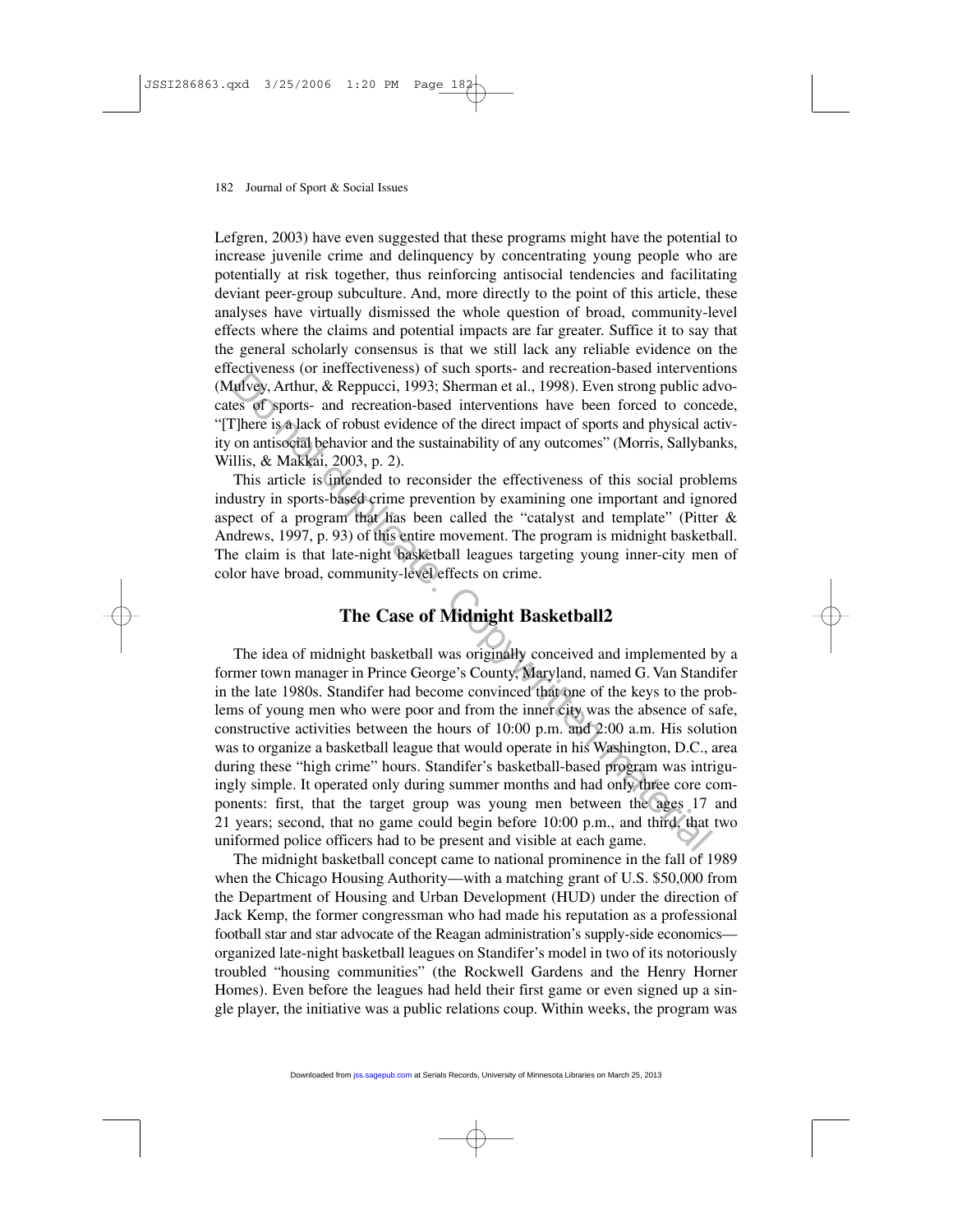Lefgren, 2003) have even suggested that these programs might have the potential to increase juvenile crime and delinquency by concentrating young people who are potentially at risk together, thus reinforcing antisocial tendencies and facilitating deviant peer-group subculture. And, more directly to the point of this article, these analyses have virtually dismissed the whole question of broad, community-level effects where the claims and potential impacts are far greater. Suffice it to say that the general scholarly consensus is that we still lack any reliable evidence on the effectiveness (or ineffectiveness) of such sports- and recreation-based interventions (Mulvey, Arthur, & Reppucci, 1993; Sherman et al., 1998). Even strong public advocates of sports- and recreation-based interventions have been forced to concede, "[T]here is a lack of robust evidence of the direct impact of sports and physical activity on antisocial behavior and the sustainability of any outcomes" (Morris, Sallybanks, Willis, & Makkai, 2003, p. 2).

This article is intended to reconsider the effectiveness of this social problems industry in sports-based crime prevention by examining one important and ignored aspect of a program that has been called the "catalyst and template" (Pitter & Andrews, 1997, p. 93) of this entire movement. The program is midnight basketball. The claim is that late-night basketball leagues targeting young inner-city men of color have broad, community-level effects on crime.

## The Case of Midnight Basketball[2]

The idea of midnight basketball was originally conceived and implemented by a former town manager in Prince George's County, Maryland, named G. Van Standifer in the late 1980s. Standifer had become convinced that one of the keys to the problems of young men who were poor and from the inner city was the absence of safe, constructive activities between the hours of 10:00 p.m. and 2:00 a.m. His solution was to organize a basketball league that would operate in his Washington, D.C., area during these "high crime" hours. Standifer's basketball-based program was intriguingly simple. It operated only during summer months and had only three core components: first, that the target group was young men between the ages 17 and 21 years; second, that no game could begin before 10:00 p.m., and third, that two uniformed police officers had to be present and visible at each game.

The midnight basketball concept came to national prominence in the fall of 1989 when the Chicago Housing Authority—with a matching grant of U.S. $50,000 from the Department of Housing and Urban Development (HUD) under the direction of Jack Kemp, the former congressman who had made his reputation as a professional football star and star advocate of the Reagan administration's supply-side economics—organized late-night basketball leagues on Standifer's model in two of its notoriously troubled "housing communities" (the Rockwell Gardens and the Henry Horner Homes). Even before the leagues had held their first game or even signed up a single player, the initiative was a public relations coup. Within weeks, the program was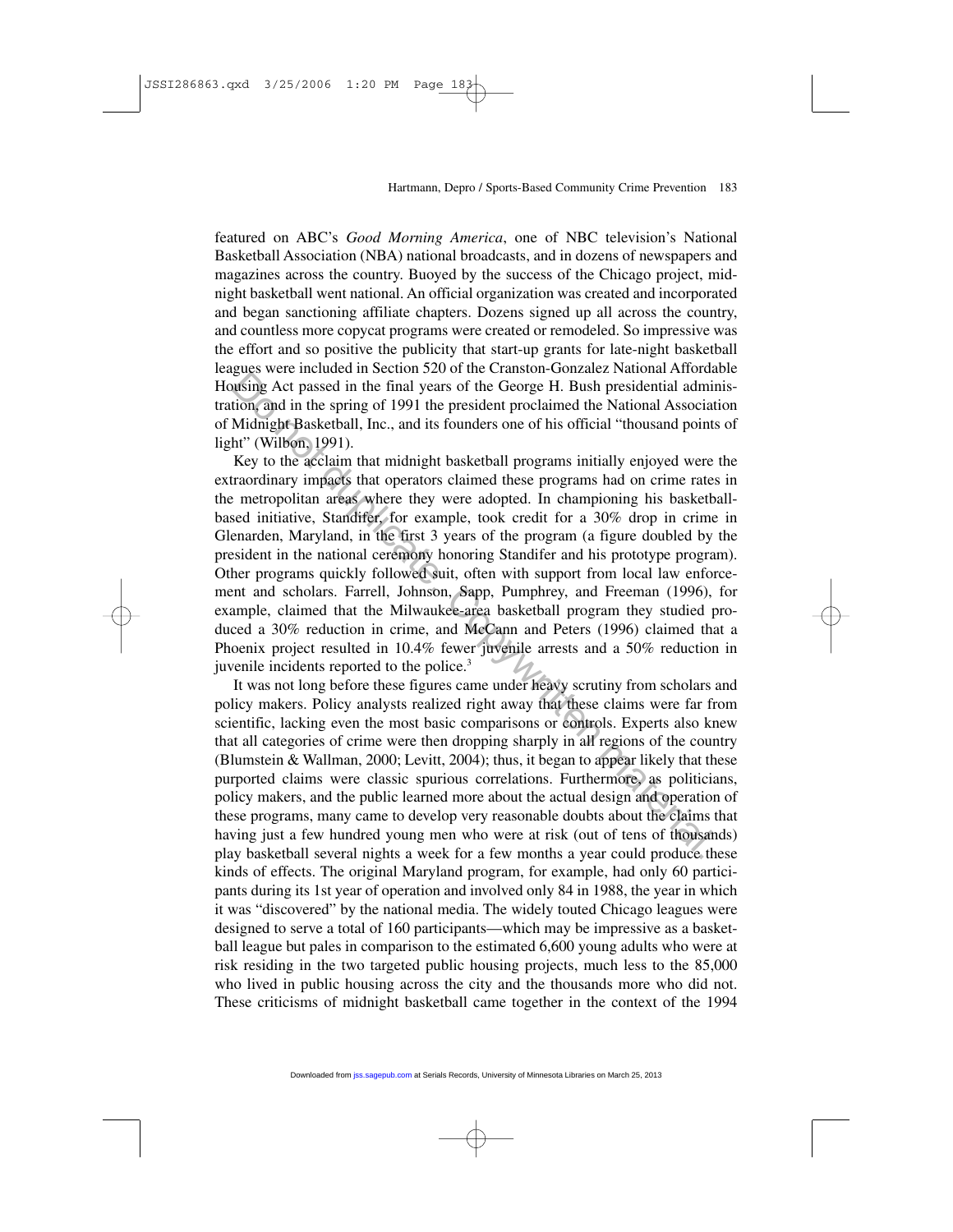featured on ABC's *Good Morning America*, one of NBC television's National Basketball Association (NBA) national broadcasts, and in dozens of newspapers and magazines across the country. Buoyed by the success of the Chicago project, midnight basketball went national. An official organization was created and incorporated and began sanctioning affiliate chapters. Dozens signed up all across the country, and countless more copycat programs were created or remodeled. So impressive was the effort and so positive the publicity that start-up grants for late-night basketball leagues were included in Section 520 of the Cranston-Gonzalez National Affordable Housing Act passed in the final years of the George H. Bush presidential administration, and in the spring of 1991 the president proclaimed the National Association of Midnight Basketball, Inc., and its founders one of his official "thousand points of light" (Wilbon, 1991).

Key to the acclaim that midnight basketball programs initially enjoyed were the extraordinary impacts that operators claimed these programs had on crime rates in the metropolitan areas where they were adopted. In championing his basketball-based initiative, Standifer, for example, took credit for a 30% drop in crime in Glenarden, Maryland, in the first 3 years of the program (a figure doubled by the president in the national ceremony honoring Standifer and his prototype program). Other programs quickly followed suit, often with support from local law enforcement and scholars. Farrell, Johnson, Sapp, Pumphrey, and Freeman (1996), for example, claimed that the Milwaukee-area basketball program they studied produced a 30% reduction in crime, and McCann and Peters (1996) claimed that a Phoenix project resulted in 10.4% fewer juvenile arrests and a 50% reduction in juvenile incidents reported to the police.[3]

It was not long before these figures came under heavy scrutiny from scholars and policy makers. Policy analysts realized right away that these claims were far from scientific, lacking even the most basic comparisons or controls. Experts also knew that all categories of crime were then dropping sharply in all regions of the country (Blumstein & Wallman, 2000; Levitt, 2004); thus, it began to appear likely that these purported claims were classic spurious correlations. Furthermore, as politicians, policy makers, and the public learned more about the actual design and operation of these programs, many came to develop very reasonable doubts about the claims that having just a few hundred young men who were at risk (out of tens of thousands) play basketball several nights a week for a few months a year could produce these kinds of effects. The original Maryland program, for example, had only 60 participants during its 1st year of operation and involved only 84 in 1988, the year in which it was "discovered" by the national media. The widely touted Chicago leagues were designed to serve a total of 160 participants—which may be impressive as a basketball league but pales in comparison to the estimated 6,600 young adults who were at risk residing in the two targeted public housing projects, much less to the 85,000 who lived in public housing across the city and the thousands more who did not. These criticisms of midnight basketball came together in the context of the 1994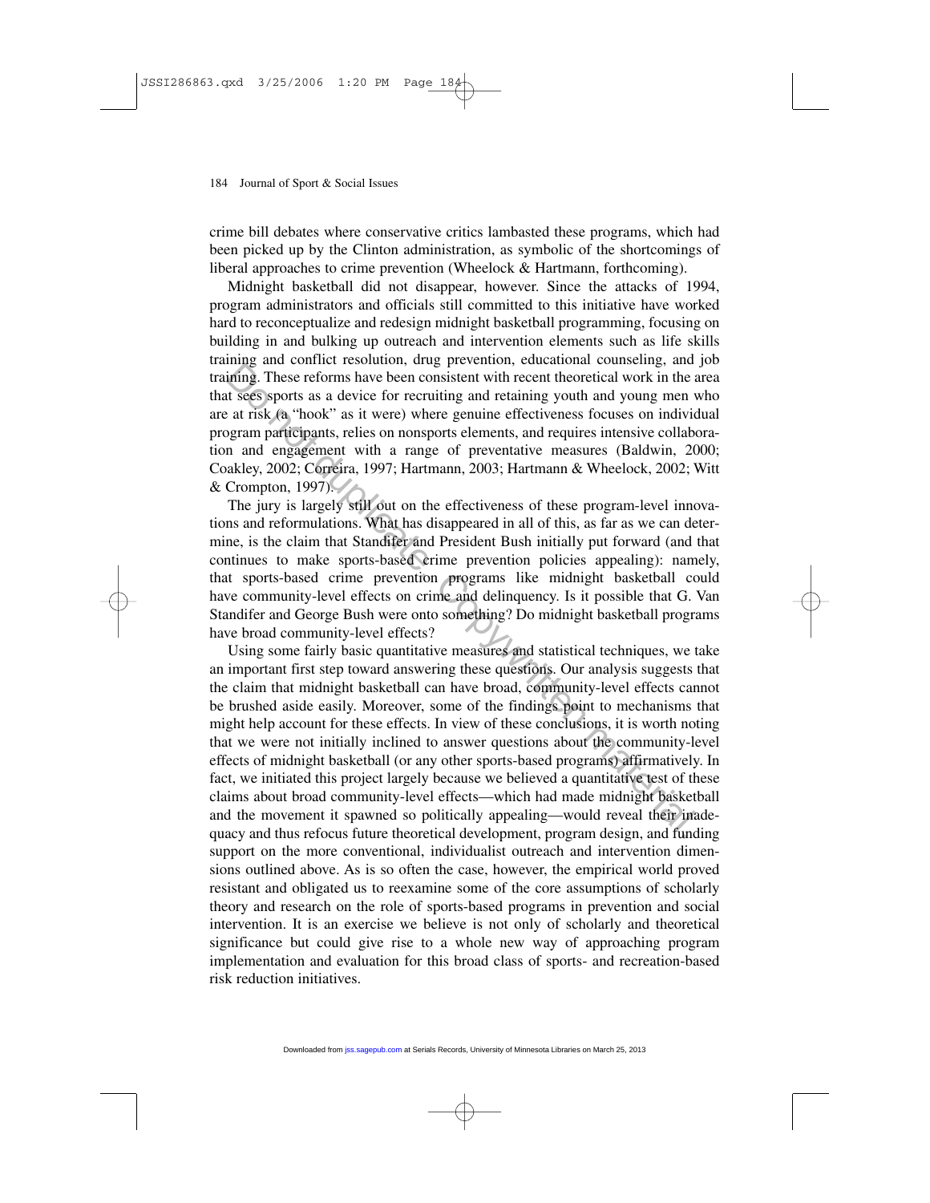crime bill debates where conservative critics lambasted these programs, which had been picked up by the Clinton administration, as symbolic of the shortcomings of liberal approaches to crime prevention (Wheelock & Hartmann, forthcoming).

Midnight basketball did not disappear, however. Since the attacks of 1994, program administrators and officials still committed to this initiative have worked hard to reconceptualize and redesign midnight basketball programming, focusing on building in and bulking up outreach and intervention elements such as life skills training and conflict resolution, drug prevention, educational counseling, and job training. These reforms have been consistent with recent theoretical work in the area that sees sports as a device for recruiting and retaining youth and young men who are at risk (a "hook" as it were) where genuine effectiveness focuses on individual program participants, relies on nonsports elements, and requires intensive collaboration and engagement with a range of preventative measures (Baldwin, 2000; Coakley, 2002; Correira, 1997; Hartmann, 2003; Hartmann & Wheelock, 2002; Witt & Crompton, 1997).

The jury is largely still out on the effectiveness of these program-level innovations and reformulations. What has disappeared in all of this, as far as we can determine, is the claim that Standifer and President Bush initially put forward (and that continues to make sports-based crime prevention policies appealing): namely, that sports-based crime prevention programs like midnight basketball could have community-level effects on crime and delinquency. Is it possible that G. Van Standifer and George Bush were onto something? Do midnight basketball programs have broad community-level effects?

Using some fairly basic quantitative measures and statistical techniques, we take an important first step toward answering these questions. Our analysis suggests that the claim that midnight basketball can have broad, community-level effects cannot be brushed aside easily. Moreover, some of the findings point to mechanisms that might help account for these effects. In view of these conclusions, it is worth noting that we were not initially inclined to answer questions about the community-level effects of midnight basketball (or any other sports-based programs) affirmatively. In fact, we initiated this project largely because we believed a quantitative test of these claims about broad community-level effects—which had made midnight basketball and the movement it spawned so politically appealing—would reveal their inadequacy and thus refocus future theoretical development, program design, and funding support on the more conventional, individualist outreach and intervention dimensions outlined above. As is so often the case, however, the empirical world proved resistant and obligated us to reexamine some of the core assumptions of scholarly theory and research on the role of sports-based programs in prevention and social intervention. It is an exercise we believe is not only of scholarly and theoretical significance but could give rise to a whole new way of approaching program implementation and evaluation for this broad class of sports- and recreation-based risk reduction initiatives.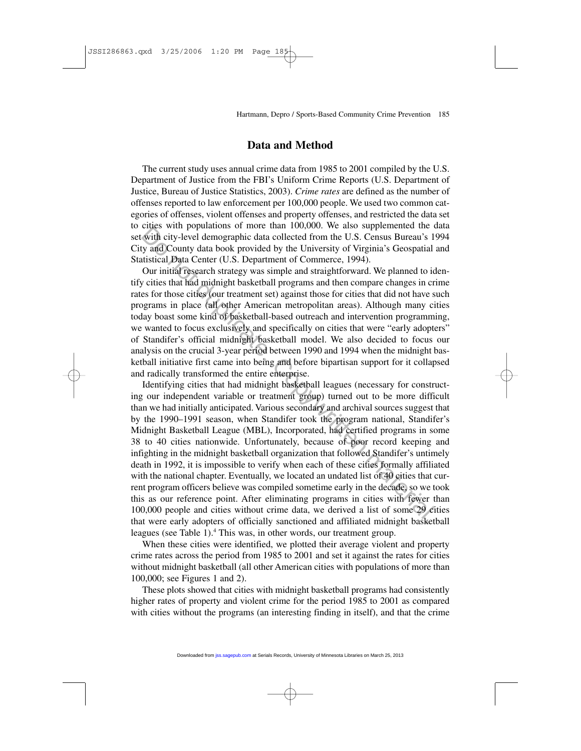## Data and Method

The current study uses annual crime data from 1985 to 2001 compiled by the U.S. Department of Justice from the FBI's Uniform Crime Reports (U.S. Department of Justice, Bureau of Justice Statistics, 2003). *Crime rates* are defined as the number of offenses reported to law enforcement per 100,000 people. We used two common categories of offenses, violent offenses and property offenses, and restricted the data set to cities with populations of more than 100,000. We also supplemented the data set with city-level demographic data collected from the U.S. Census Bureau's 1994 City and County data book provided by the University of Virginia's Geospatial and Statistical Data Center (U.S. Department of Commerce, 1994).

Our initial research strategy was simple and straightforward. We planned to identify cities that had midnight basketball programs and then compare changes in crime rates for those cities (our treatment set) against those for cities that did not have such programs in place (all other American metropolitan areas). Although many cities today boast some kind of basketball-based outreach and intervention programming, we wanted to focus exclusively and specifically on cities that were "early adopters" of Standifer's official midnight basketball model. We also decided to focus our analysis on the crucial 3-year period between 1990 and 1994 when the midnight basketball initiative first came into being and before bipartisan support for it collapsed and radically transformed the entire enterprise.

Identifying cities that had midnight basketball leagues (necessary for constructing our independent variable or treatment group) turned out to be more difficult than we had initially anticipated. Various secondary and archival sources suggest that by the 1990–1991 season, when Standifer took the program national, Standifer's Midnight Basketball League (MBL), Incorporated, had certified programs in some 38 to 40 cities nationwide. Unfortunately, because of poor record keeping and infighting in the midnight basketball organization that followed Standifer's untimely death in 1992, it is impossible to verify when each of these cities formally affiliated with the national chapter. Eventually, we located an undated list of 40 cities that current program officers believe was compiled sometime early in the decade, so we took this as our reference point. After eliminating programs in cities with fewer than 100,000 people and cities without crime data, we derived a list of some 29 cities that were early adopters of officially sanctioned and affiliated midnight basketball leagues (see Table 1).[4] This was, in other words, our treatment group.

When these cities were identified, we plotted their average violent and property crime rates across the period from 1985 to 2001 and set it against the rates for cities without midnight basketball (all other American cities with populations of more than 100,000; see Figures 1 and 2).

These plots showed that cities with midnight basketball programs had consistently higher rates of property and violent crime for the period 1985 to 2001 as compared with cities without the programs (an interesting finding in itself), and that the crime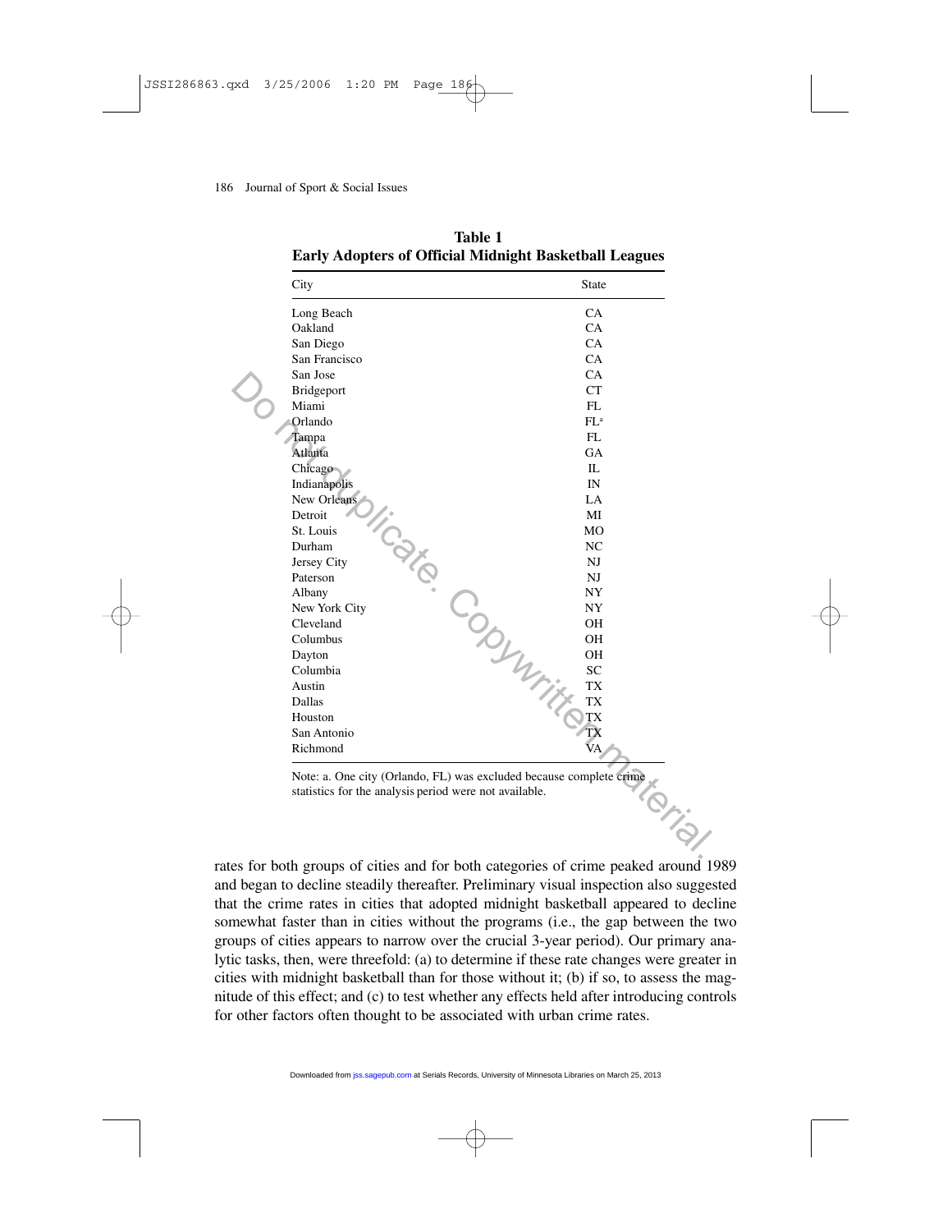**Table 1**
**Early Adopters of Official Midnight Basketball Leagues**

| City | State |
|---|---|
| Long Beach | CA |
| Oakland | CA |
| San Diego | CA |
| San Francisco | CA |
| San Jose | CA |
| Bridgeport | CT |
| Miami | FL |
| Orlando | FL[a] |
| Tampa | FL |
| Atlanta | GA |
| Chicago | IL |
| Indianapolis | IN |
| New Orleans | LA |
| Detroit | MI |
| St. Louis | MO |
| Durham | NC |
| Jersey City | NJ |
| Paterson | NJ |
| Albany | NY |
| New York City | NY |
| Cleveland | OH |
| Columbus | OH |
| Dayton | OH |
| Columbia | SC |
| Austin | TX |
| Dallas | TX |
| Houston | TX |
| San Antonio | TX |
| Richmond | VA |

Note: a. One city (Orlando, FL) was excluded because complete crime statistics for the analysis period were not available.

rates for both groups of cities and for both categories of crime peaked around 1989 and began to decline steadily thereafter. Preliminary visual inspection also suggested that the crime rates in cities that adopted midnight basketball appeared to decline somewhat faster than in cities without the programs (i.e., the gap between the two groups of cities appears to narrow over the crucial 3-year period). Our primary analytic tasks, then, were threefold: (a) to determine if these rate changes were greater in cities with midnight basketball than for those without it; (b) if so, to assess the magnitude of this effect; and (c) to test whether any effects held after introducing controls for other factors often thought to be associated with urban crime rates.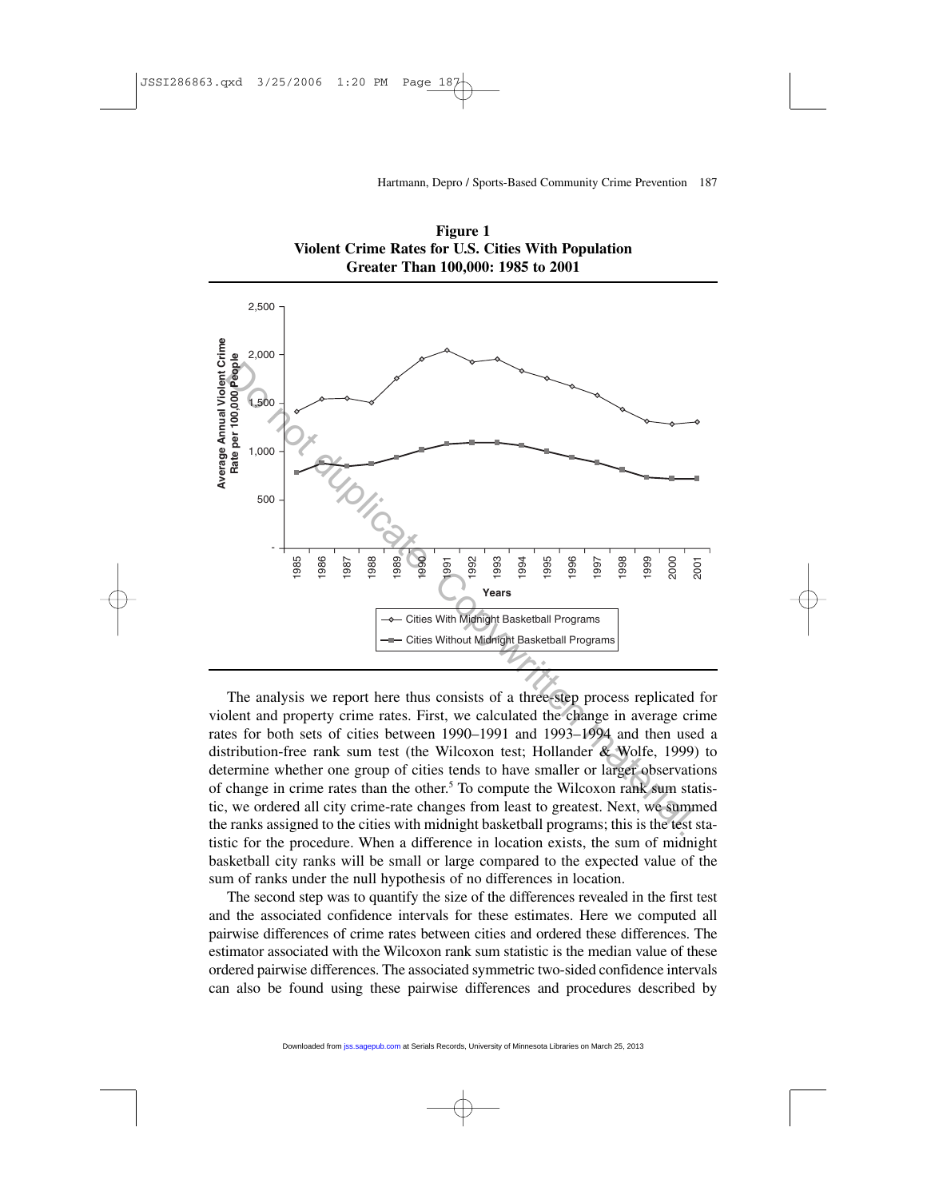**Figure 1**
**Violent Crime Rates for U.S. Cities With Population Greater Than 100,000: 1985 to 2001**

The analysis we report here thus consists of a three-step process replicated for violent and property crime rates. First, we calculated the change in average crime rates for both sets of cities between 1990–1991 and 1993–1994 and then used a distribution-free rank sum test (the Wilcoxon test; Hollander & Wolfe, 1999) to determine whether one group of cities tends to have smaller or larger observations of change in crime rates than the other.[5] To compute the Wilcoxon rank sum statistic, we ordered all city crime-rate changes from least to greatest. Next, we summed the ranks assigned to the cities with midnight basketball programs; this is the test statistic for the procedure. When a difference in location exists, the sum of midnight basketball city ranks will be small or large compared to the expected value of the sum of ranks under the null hypothesis of no differences in location.

The second step was to quantify the size of the differences revealed in the first test and the associated confidence intervals for these estimates. Here we computed all pairwise differences of crime rates between cities and ordered these differences. The estimator associated with the Wilcoxon rank sum statistic is the median value of these ordered pairwise differences. The associated symmetric two-sided confidence intervals can also be found using these pairwise differences and procedures described by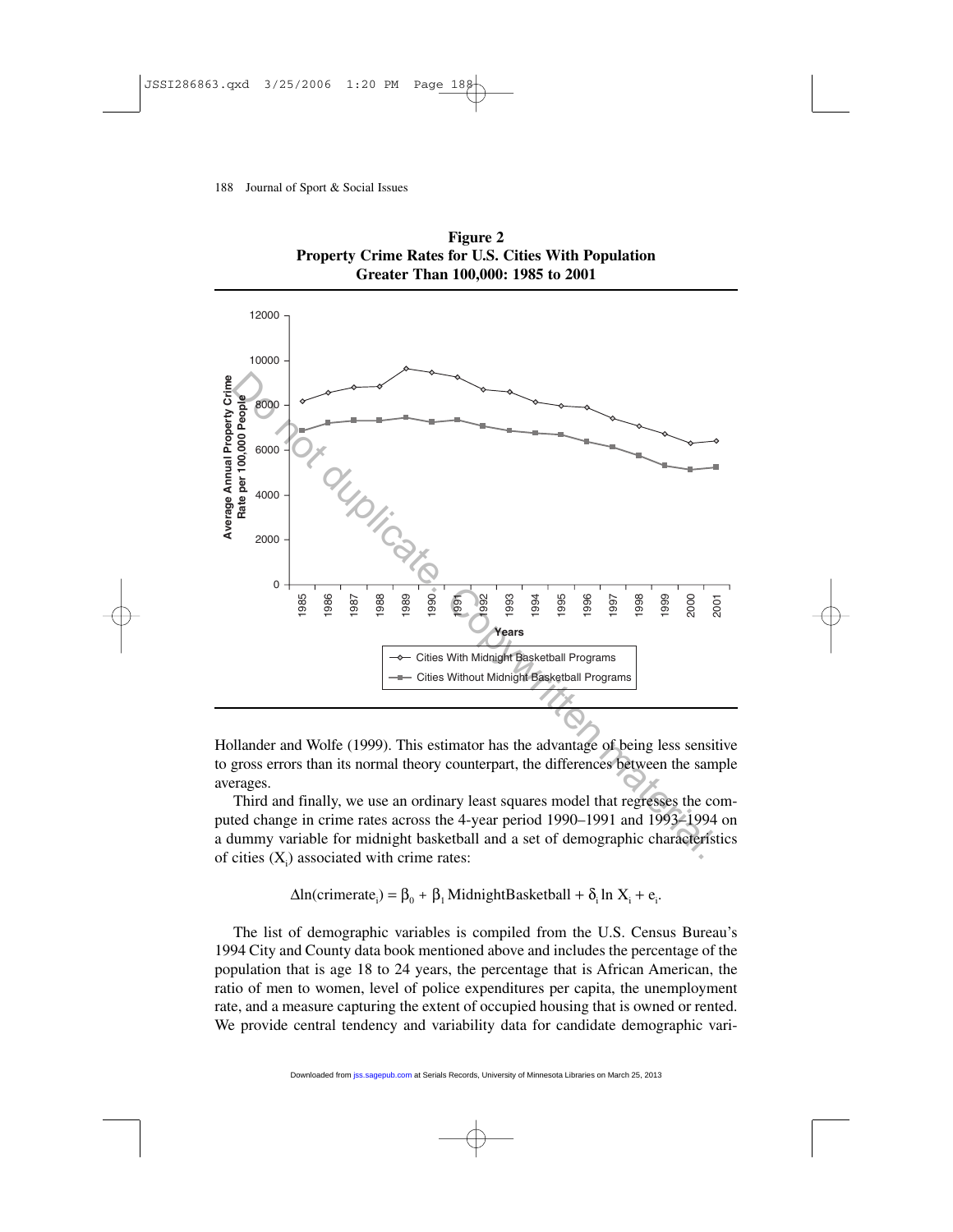**Figure 2**
**Property Crime Rates for U.S. Cities With Population Greater Than 100,000: 1985 to 2001**

Hollander and Wolfe (1999). This estimator has the advantage of being less sensitive to gross errors than its normal theory counterpart, the differences between the sample averages.

Third and finally, we use an ordinary least squares model that regresses the computed change in crime rates across the 4-year period 1990–1991 and 1993–1994 on a dummy variable for midnight basketball and a set of demographic characteristics of cities ($X_i$) associated with crime rates:

$$\Delta\ln(\text{crimerate}_i) = \beta_0 + \beta_1 \text{ MidnightBasketball} + \delta_i \ln X_i + e_i.$$

The list of demographic variables is compiled from the U.S. Census Bureau's 1994 City and County data book mentioned above and includes the percentage of the population that is age 18 to 24 years, the percentage that is African American, the ratio of men to women, level of police expenditures per capita, the unemployment rate, and a measure capturing the extent of occupied housing that is owned or rented. We provide central tendency and variability data for candidate demographic vari-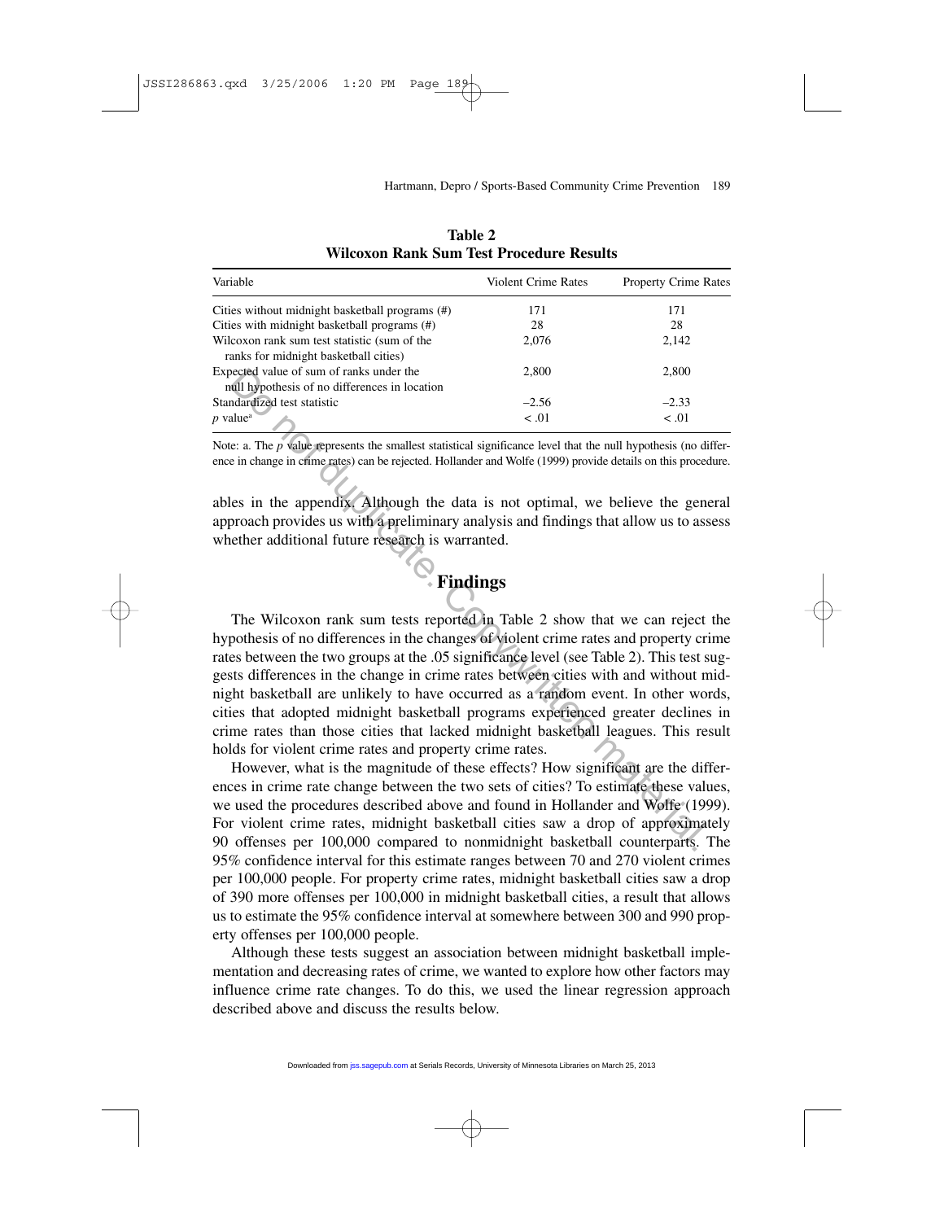**Table 2**
**Wilcoxon Rank Sum Test Procedure Results**

| Variable | Violent Crime Rates | Property Crime Rates |
|---|---|---|
| Cities without midnight basketball programs (#) | 171 | 171 |
| Cities with midnight basketball programs (#) | 28 | 28 |
| Wilcoxon rank sum test statistic (sum of the ranks for midnight basketball cities) | 2,076 | 2,142 |
| Expected value of sum of ranks under the null hypothesis of no differences in location | 2,800 | 2,800 |
| Standardized test statistic | –2.56 | –2.33 |
| *p* value[a] | < .01 | < .01 |

Note: a. The *p* value represents the smallest statistical significance level that the null hypothesis (no difference in change in crime rates) can be rejected. Hollander and Wolfe (1999) provide details on this procedure.

ables in the appendix. Although the data is not optimal, we believe the general approach provides us with a preliminary analysis and findings that allow us to assess whether additional future research is warranted.

## Findings

The Wilcoxon rank sum tests reported in Table 2 show that we can reject the hypothesis of no differences in the changes of violent crime rates and property crime rates between the two groups at the .05 significance level (see Table 2). This test suggests differences in the change in crime rates between cities with and without midnight basketball are unlikely to have occurred as a random event. In other words, cities that adopted midnight basketball programs experienced greater declines in crime rates than those cities that lacked midnight basketball leagues. This result holds for violent crime rates and property crime rates.

However, what is the magnitude of these effects? How significant are the differences in crime rate change between the two sets of cities? To estimate these values, we used the procedures described above and found in Hollander and Wolfe (1999). For violent crime rates, midnight basketball cities saw a drop of approximately 90 offenses per 100,000 compared to nonmidnight basketball counterparts. The 95% confidence interval for this estimate ranges between 70 and 270 violent crimes per 100,000 people. For property crime rates, midnight basketball cities saw a drop of 390 more offenses per 100,000 in midnight basketball cities, a result that allows us to estimate the 95% confidence interval at somewhere between 300 and 990 property offenses per 100,000 people.

Although these tests suggest an association between midnight basketball implementation and decreasing rates of crime, we wanted to explore how other factors may influence crime rate changes. To do this, we used the linear regression approach described above and discuss the results below.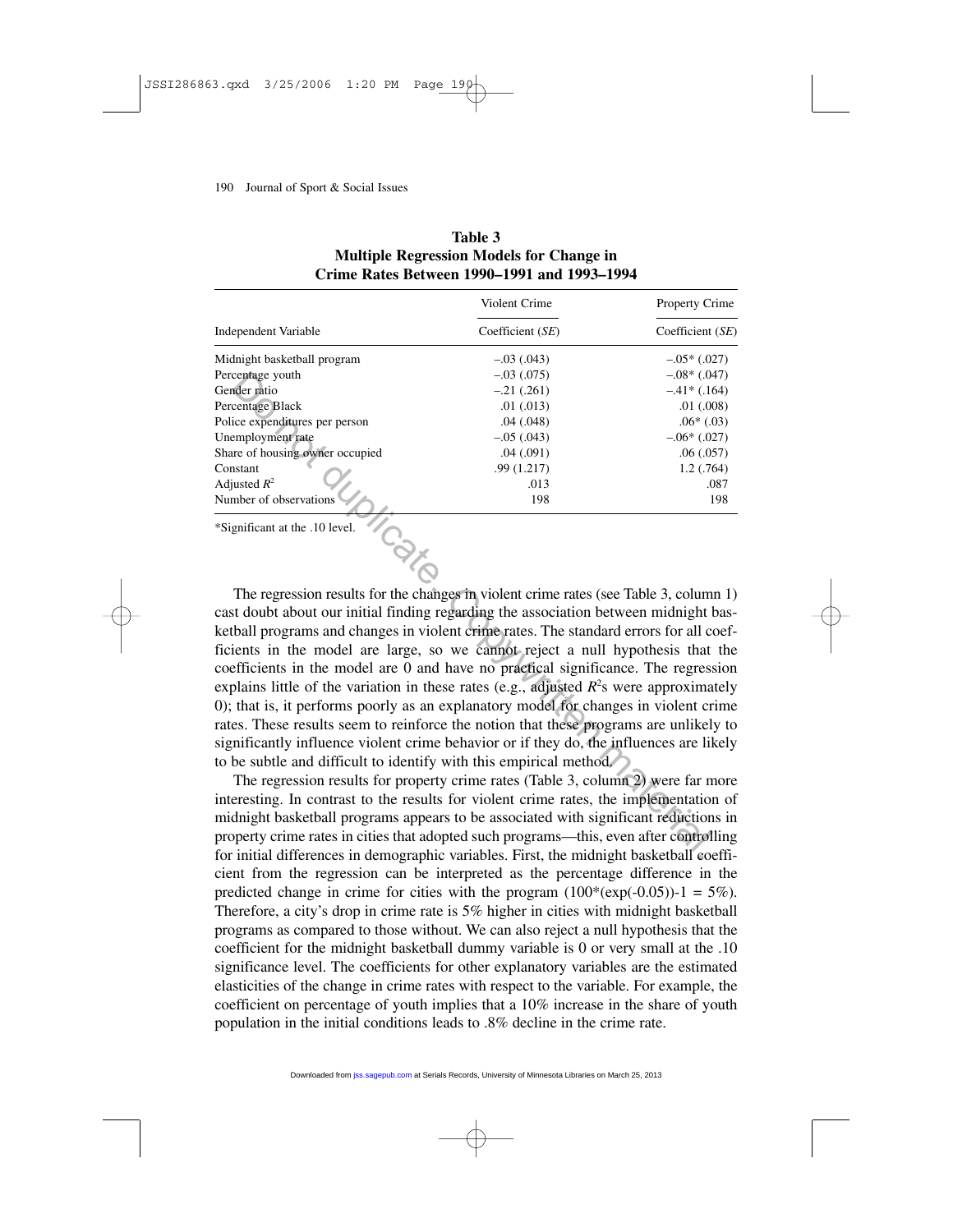**Table 3**
**Multiple Regression Models for Change in Crime Rates Between 1990–1991 and 1993–1994**

| Independent Variable | Violent Crime Coefficient (*SE*) | Property Crime Coefficient (*SE*) |
|---|---|---|
| Midnight basketball program | –.03 (.043) | –.05* (.027) |
| Percentage youth | –.03 (.075) | –.08* (.047) |
| Gender ratio | –.21 (.261) | –.41* (.164) |
| Percentage Black | .01 (.013) | .01 (.008) |
| Police expenditures per person | .04 (.048) | .06* (.03) |
| Unemployment rate | –.05 (.043) | –.06* (.027) |
| Share of housing owner occupied | .04 (.091) | .06 (.057) |
| Constant | .99 (1.217) | 1.2 (.764) |
| Adjusted $R^2$ | .013 | .087 |
| Number of observations | 198 | 198 |

*Significant at the .10 level.

The regression results for the changes in violent crime rates (see Table 3, column 1) cast doubt about our initial finding regarding the association between midnight basketball programs and changes in violent crime rates. The standard errors for all coefficients in the model are large, so we cannot reject a null hypothesis that the coefficients in the model are 0 and have no practical significance. The regression explains little of the variation in these rates (e.g., adjusted $R^2$s were approximately 0); that is, it performs poorly as an explanatory model for changes in violent crime rates. These results seem to reinforce the notion that these programs are unlikely to significantly influence violent crime behavior or if they do, the influences are likely to be subtle and difficult to identify with this empirical method.

The regression results for property crime rates (Table 3, column 2) were far more interesting. In contrast to the results for violent crime rates, the implementation of midnight basketball programs appears to be associated with significant reductions in property crime rates in cities that adopted such programs—this, even after controlling for initial differences in demographic variables. First, the midnight basketball coefficient from the regression can be interpreted as the percentage difference in the predicted change in crime for cities with the program $(100^*(\exp(-0.05))-1 = 5\%)$. Therefore, a city's drop in crime rate is 5% higher in cities with midnight basketball programs as compared to those without. We can also reject a null hypothesis that the coefficient for the midnight basketball dummy variable is 0 or very small at the .10 significance level. The coefficients for other explanatory variables are the estimated elasticities of the change in crime rates with respect to the variable. For example, the coefficient on percentage of youth implies that a 10% increase in the share of youth population in the initial conditions leads to .8% decline in the crime rate.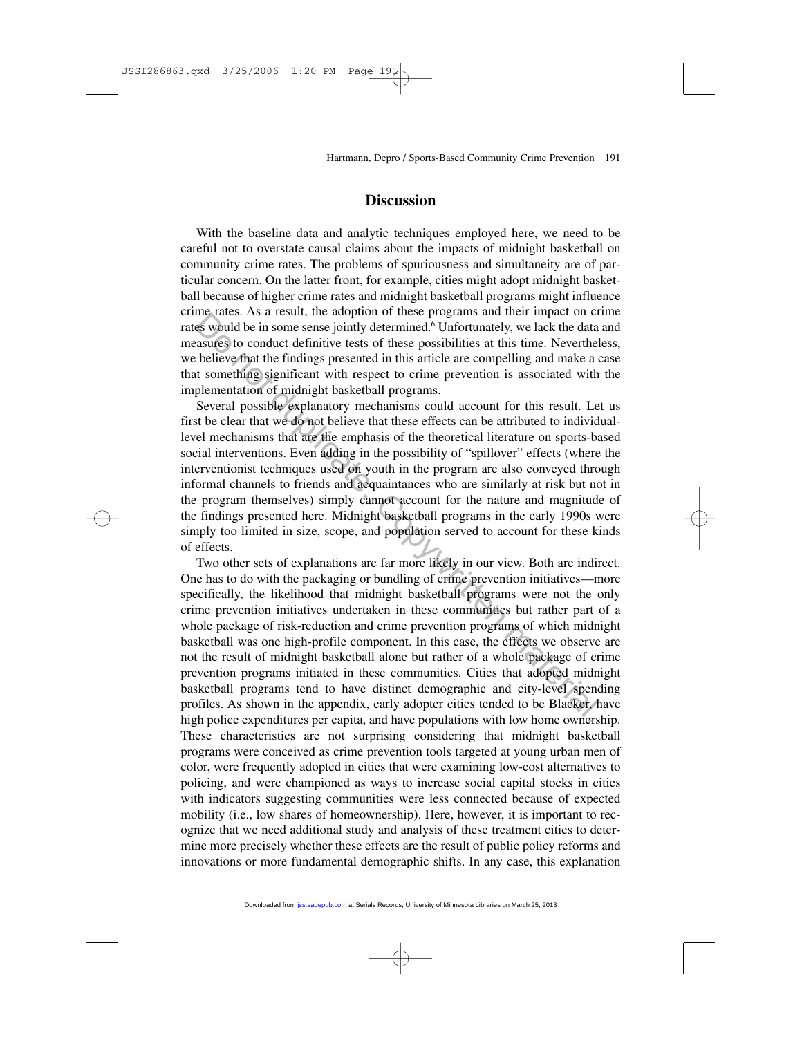## Discussion

With the baseline data and analytic techniques employed here, we need to be careful not to overstate causal claims about the impacts of midnight basketball on community crime rates. The problems of spuriousness and simultaneity are of particular concern. On the latter front, for example, cities might adopt midnight basketball because of higher crime rates and midnight basketball programs might influence crime rates. As a result, the adoption of these programs and their impact on crime rates would be in some sense jointly determined.[6] Unfortunately, we lack the data and measures to conduct definitive tests of these possibilities at this time. Nevertheless, we believe that the findings presented in this article are compelling and make a case that something significant with respect to crime prevention is associated with the implementation of midnight basketball programs.

Several possible explanatory mechanisms could account for this result. Let us first be clear that we do not believe that these effects can be attributed to individual-level mechanisms that are the emphasis of the theoretical literature on sports-based social interventions. Even adding in the possibility of "spillover" effects (where the interventionist techniques used on youth in the program are also conveyed through informal channels to friends and acquaintances who are similarly at risk but not in the program themselves) simply cannot account for the nature and magnitude of the findings presented here. Midnight basketball programs in the early 1990s were simply too limited in size, scope, and population served to account for these kinds of effects.

Two other sets of explanations are far more likely in our view. Both are indirect. One has to do with the packaging or bundling of crime prevention initiatives—more specifically, the likelihood that midnight basketball programs were not the only crime prevention initiatives undertaken in these communities but rather part of a whole package of risk-reduction and crime prevention programs of which midnight basketball was one high-profile component. In this case, the effects we observe are not the result of midnight basketball alone but rather of a whole package of crime prevention programs initiated in these communities. Cities that adopted midnight basketball programs tend to have distinct demographic and city-level spending profiles. As shown in the appendix, early adopter cities tended to be Blacker, have high police expenditures per capita, and have populations with low home ownership. These characteristics are not surprising considering that midnight basketball programs were conceived as crime prevention tools targeted at young urban men of color, were frequently adopted in cities that were examining low-cost alternatives to policing, and were championed as ways to increase social capital stocks in cities with indicators suggesting communities were less connected because of expected mobility (i.e., low shares of homeownership). Here, however, it is important to recognize that we need additional study and analysis of these treatment cities to determine more precisely whether these effects are the result of public policy reforms and innovations or more fundamental demographic shifts. In any case, this explanation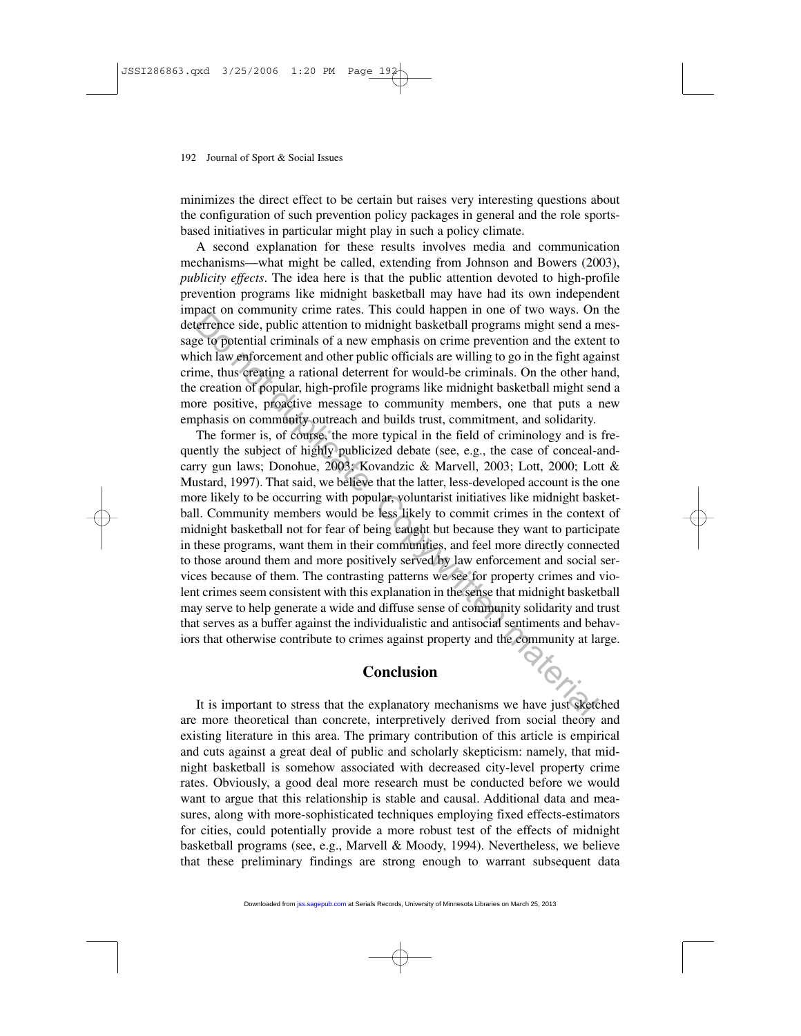minimizes the direct effect to be certain but raises very interesting questions about the configuration of such prevention policy packages in general and the role sports-based initiatives in particular might play in such a policy climate.

A second explanation for these results involves media and communication mechanisms—what might be called, extending from Johnson and Bowers (2003), *publicity effects*. The idea here is that the public attention devoted to high-profile prevention programs like midnight basketball may have had its own independent impact on community crime rates. This could happen in one of two ways. On the deterrence side, public attention to midnight basketball programs might send a message to potential criminals of a new emphasis on crime prevention and the extent to which law enforcement and other public officials are willing to go in the fight against crime, thus creating a rational deterrent for would-be criminals. On the other hand, the creation of popular, high-profile programs like midnight basketball might send a more positive, proactive message to community members, one that puts a new emphasis on community outreach and builds trust, commitment, and solidarity.

The former is, of course, the more typical in the field of criminology and is frequently the subject of highly publicized debate (see, e.g., the case of conceal-and-carry gun laws; Donohue, 2003; Kovandzic & Marvell, 2003; Lott, 2000; Lott & Mustard, 1997). That said, we believe that the latter, less-developed account is the one more likely to be occurring with popular, voluntarist initiatives like midnight basketball. Community members would be less likely to commit crimes in the context of midnight basketball not for fear of being caught but because they want to participate in these programs, want them in their communities, and feel more directly connected to those around them and more positively served by law enforcement and social services because of them. The contrasting patterns we see for property crimes and violent crimes seem consistent with this explanation in the sense that midnight basketball may serve to help generate a wide and diffuse sense of community solidarity and trust that serves as a buffer against the individualistic and antisocial sentiments and behaviors that otherwise contribute to crimes against property and the community at large.

## Conclusion

It is important to stress that the explanatory mechanisms we have just sketched are more theoretical than concrete, interpretively derived from social theory and existing literature in this area. The primary contribution of this article is empirical and cuts against a great deal of public and scholarly skepticism: namely, that midnight basketball is somehow associated with decreased city-level property crime rates. Obviously, a good deal more research must be conducted before we would want to argue that this relationship is stable and causal. Additional data and measures, along with more-sophisticated techniques employing fixed effects-estimators for cities, could potentially provide a more robust test of the effects of midnight basketball programs (see, e.g., Marvell & Moody, 1994). Nevertheless, we believe that these preliminary findings are strong enough to warrant subsequent data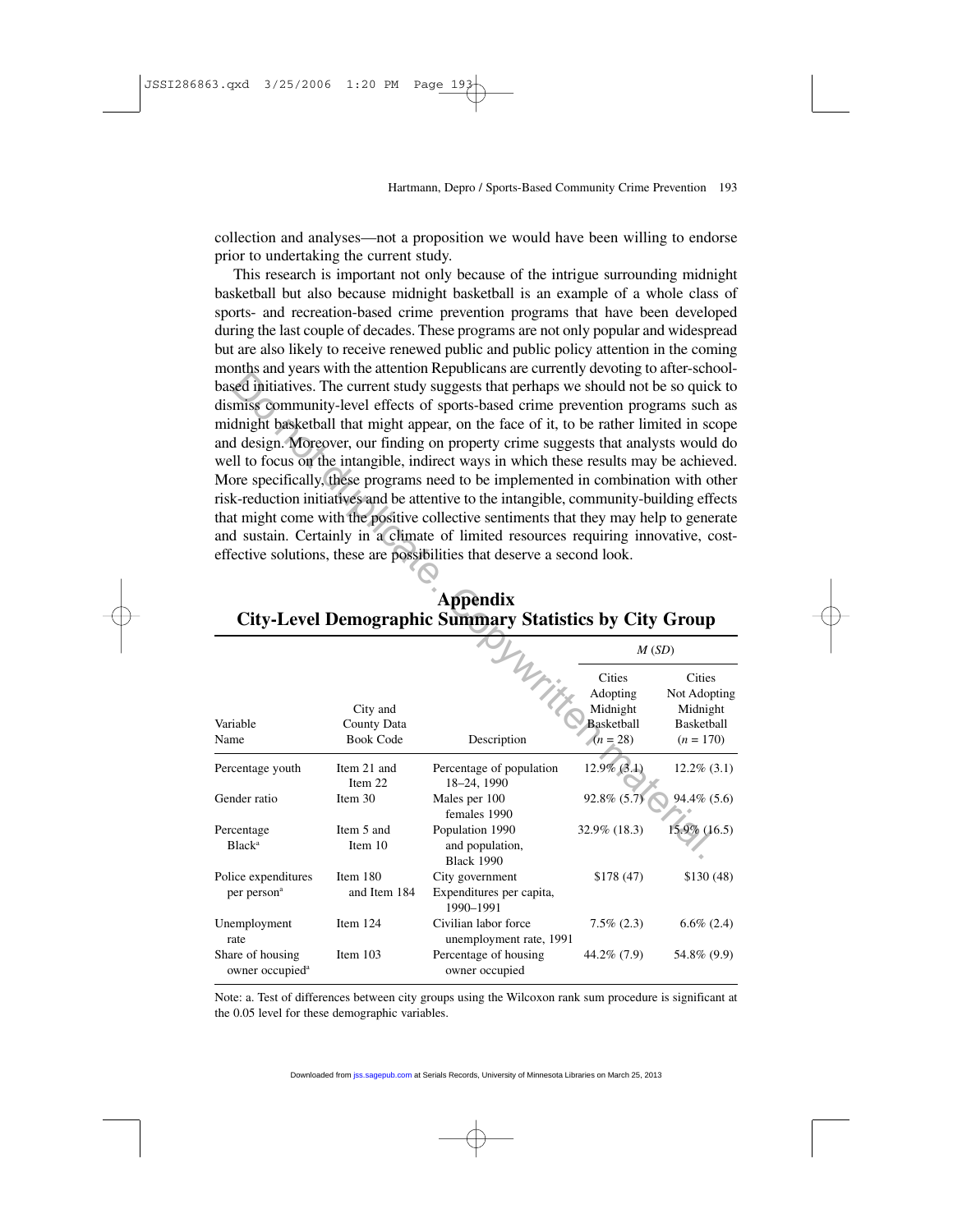collection and analyses—not a proposition we would have been willing to endorse prior to undertaking the current study.

This research is important not only because of the intrigue surrounding midnight basketball but also because midnight basketball is an example of a whole class of sports- and recreation-based crime prevention programs that have been developed during the last couple of decades. These programs are not only popular and widespread but are also likely to receive renewed public and public policy attention in the coming months and years with the attention Republicans are currently devoting to after-school-based initiatives. The current study suggests that perhaps we should not be so quick to dismiss community-level effects of sports-based crime prevention programs such as midnight basketball that might appear, on the face of it, to be rather limited in scope and design. Moreover, our finding on property crime suggests that analysts would do well to focus on the intangible, indirect ways in which these results may be achieved. More specifically, these programs need to be implemented in combination with other risk-reduction initiatives and be attentive to the intangible, community-building effects that might come with the positive collective sentiments that they may help to generate and sustain. Certainly in a climate of limited resources requiring innovative, cost-effective solutions, these are possibilities that deserve a second look.

# Appendix
## City-Level Demographic Summary Statistics by City Group

| | | | *M* (*SD*) | |
|---|---|---|---|---|
| Variable Name | City and County Data Book Code | Description | Cities Adopting Midnight Basketball (*n* = 28) | Cities Not Adopting Midnight Basketball (*n* = 170) |
| Percentage youth | Item 21 and Item 22 | Percentage of population 18–24, 1990 | 12.9% (3.1) | 12.2% (3.1) |
| Gender ratio | Item 30 | Males per 100 females 1990 | 92.8% (5.7) | 94.4% (5.6) |
| Percentage Black[a] | Item 5 and Item 10 | Population 1990 and population, Black 1990 | 32.9% (18.3) | 15.9% (16.5) |
| Police expenditures per person[a] | Item 180 and Item 184 | City government Expenditures per capita, 1990–1991 | $178 (47) | $130 (48) |
| Unemployment rate | Item 124 | Civilian labor force unemployment rate, 1991 | 7.5% (2.3) | 6.6% (2.4) |
| Share of housing owner occupied[a] | Item 103 | Percentage of housing owner occupied | 44.2% (7.9) | 54.8% (9.9) |

Note: a. Test of differences between city groups using the Wilcoxon rank sum procedure is significant at the 0.05 level for these demographic variables.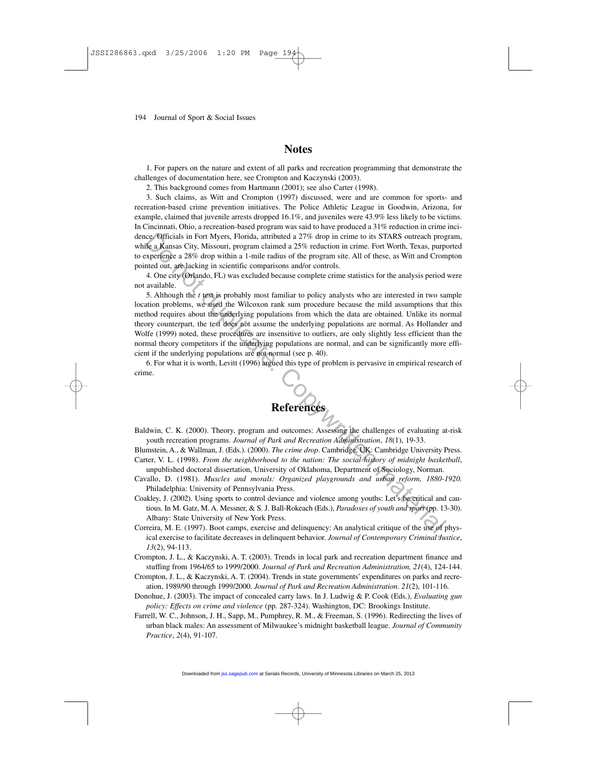## Notes

1. For papers on the nature and extent of all parks and recreation programming that demonstrate the challenges of documentation here, see Crompton and Kaczynski (2003).

2. This background comes from Hartmann (2001); see also Carter (1998).

3. Such claims, as Witt and Crompton (1997) discussed, were and are common for sports- and recreation-based crime prevention initiatives. The Police Athletic League in Goodwin, Arizona, for example, claimed that juvenile arrests dropped 16.1%, and juveniles were 43.9% less likely to be victims. In Cincinnati, Ohio, a recreation-based program was said to have produced a 31% reduction in crime incidence. Officials in Fort Myers, Florida, attributed a 27% drop in crime to its STARS outreach program, while a Kansas City, Missouri, program claimed a 25% reduction in crime. Fort Worth, Texas, purported to experience a 28% drop within a 1-mile radius of the program site. All of these, as Witt and Crompton pointed out, are lacking in scientific comparisons and/or controls.

4. One city (Orlando, FL) was excluded because complete crime statistics for the analysis period were not available.

5. Although the *t* test is probably most familiar to policy analysts who are interested in two sample location problems, we used the Wilcoxon rank sum procedure because the mild assumptions that this method requires about the underlying populations from which the data are obtained. Unlike its normal theory counterpart, the test does not assume the underlying populations are normal. As Hollander and Wolfe (1999) noted, these procedures are insensitive to outliers, are only slightly less efficient than the normal theory competitors if the underlying populations are normal, and can be significantly more efficient if the underlying populations are not normal (see p. 40).

6. For what it is worth, Levitt (1996) argued this type of problem is pervasive in empirical research of crime.

## References

Baldwin, C. K. (2000). Theory, program and outcomes: Assessing the challenges of evaluating at-risk youth recreation programs. *Journal of Park and Recreation Administration*, *18*(1), 19-33.

Blumstein, A., & Wallman, J. (Eds.). (2000). *The crime drop*. Cambridge, UK: Cambridge University Press.

Carter, V. L. (1998). *From the neighborhood to the nation: The social history of midnight basketball*, unpublished doctoral dissertation, University of Oklahoma, Department of Sociology, Norman.

Cavallo, D. (1981). *Muscles and morals: Organized playgrounds and urban reform, 1880-1920.* Philadelphia: University of Pennsylvania Press.

Coakley, J. (2002). Using sports to control deviance and violence among youths: Let's be critical and cautious. In M. Gatz, M. A. Messner, & S. J. Ball-Rokeach (Eds.), *Paradoxes of youth and sport* (pp. 13-30). Albany: State University of New York Press.

Correira, M. E. (1997). Boot camps, exercise and delinquency: An analytical critique of the use of physical exercise to facilitate decreases in delinquent behavior. *Journal of Contemporary Criminal Justice*, *13*(2), 94-113.

Crompton, J. L., & Kaczynski, A. T. (2003). Trends in local park and recreation department finance and stuffing from 1964/65 to 1999/2000. *Journal of Park and Recreation Administration, 21*(4), 124-144.

Crompton, J. L., & Kaczynski, A. T. (2004). Trends in state governments' expenditures on parks and recreation, 1989/90 through 1999/2000. *Journal of Park and Recreation Administration*. *21*(2), 101-116.

Donohue, J. (2003). The impact of concealed carry laws. In J. Ludwig & P. Cook (Eds.), *Evaluating gun policy: Effects on crime and violence* (pp. 287-324). Washington, DC: Brookings Institute.

Farrell, W. C., Johnson, J. H., Sapp, M., Pumphrey, R. M., & Freeman, S. (1996). Redirecting the lives of urban black males: An assessment of Milwaukee's midnight basketball league. *Journal of Community Practice*, *2*(4), 91-107.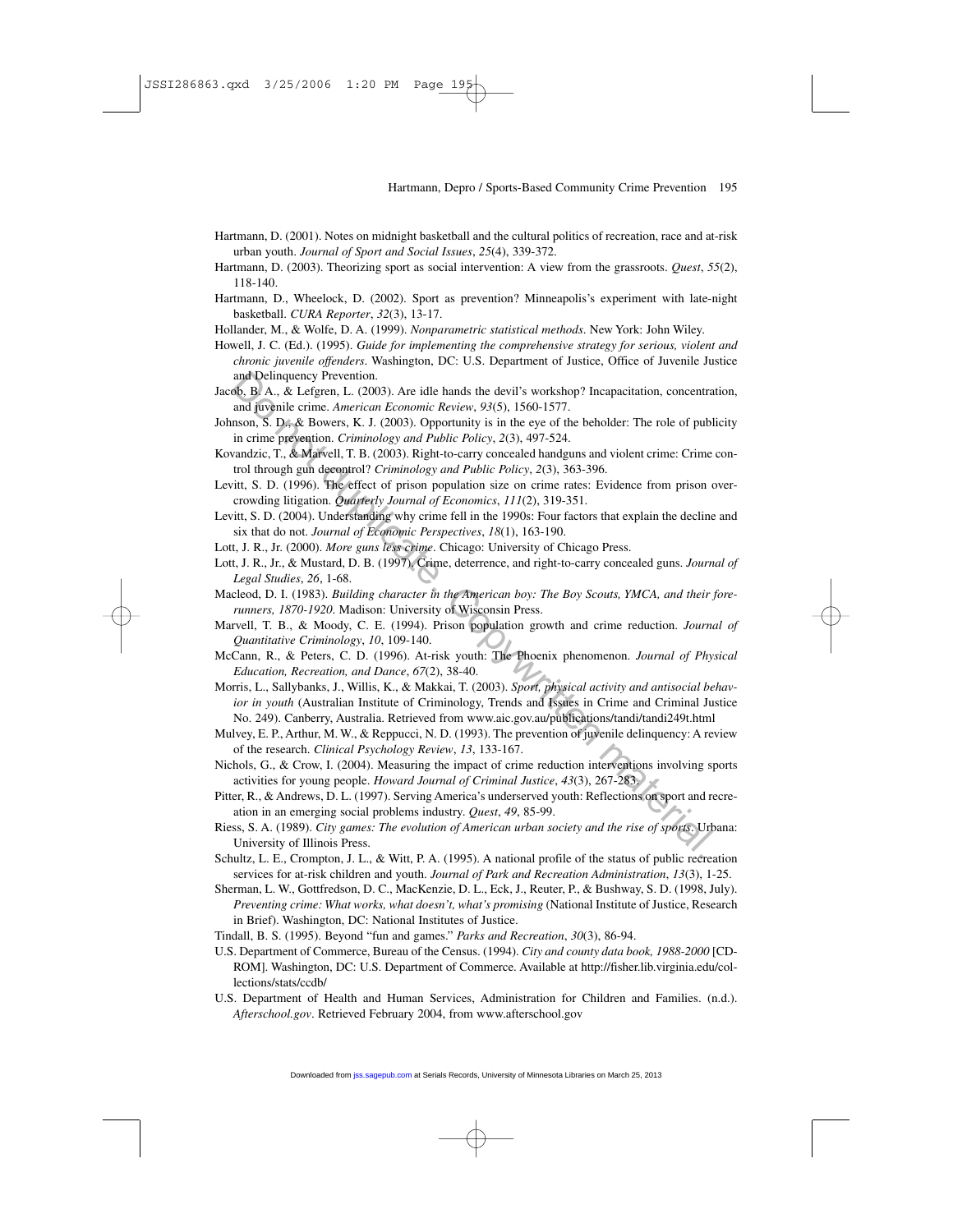Hartmann, D. (2001). Notes on midnight basketball and the cultural politics of recreation, race and at-risk urban youth. *Journal of Sport and Social Issues*, *25*(4), 339-372.

Hartmann, D. (2003). Theorizing sport as social intervention: A view from the grassroots. *Quest*, *55*(2), 118-140.

Hartmann, D., Wheelock, D. (2002). Sport as prevention? Minneapolis's experiment with late-night basketball. *CURA Reporter*, *32*(3), 13-17.

Hollander, M., & Wolfe, D. A. (1999). *Nonparametric statistical methods*. New York: John Wiley.

Howell, J. C. (Ed.). (1995). *Guide for implementing the comprehensive strategy for serious, violent and chronic juvenile offenders*. Washington, DC: U.S. Department of Justice, Office of Juvenile Justice and Delinquency Prevention.

Jacob, B. A., & Lefgren, L. (2003). Are idle hands the devil's workshop? Incapacitation, concentration, and juvenile crime. *American Economic Review*, *93*(5), 1560-1577.

Johnson, S. D., & Bowers, K. J. (2003). Opportunity is in the eye of the beholder: The role of publicity in crime prevention. *Criminology and Public Policy*, *2*(3), 497-524.

Kovandzic, T., & Marvell, T. B. (2003). Right-to-carry concealed handguns and violent crime: Crime control through gun decontrol? *Criminology and Public Policy*, *2*(3), 363-396.

Levitt, S. D. (1996). The effect of prison population size on crime rates: Evidence from prison overcrowding litigation. *Quarterly Journal of Economics*, *111*(2), 319-351.

Levitt, S. D. (2004). Understanding why crime fell in the 1990s: Four factors that explain the decline and six that do not. *Journal of Economic Perspectives*, *18*(1), 163-190.

Lott, J. R., Jr. (2000). *More guns less crime*. Chicago: University of Chicago Press.

Lott, J. R., Jr., & Mustard, D. B. (1997). Crime, deterrence, and right-to-carry concealed guns. *Journal of Legal Studies*, *26*, 1-68.

Macleod, D. I. (1983). *Building character in the American boy: The Boy Scouts, YMCA, and their forerunners, 1870-1920*. Madison: University of Wisconsin Press.

Marvell, T. B., & Moody, C. E. (1994). Prison population growth and crime reduction. *Journal of Quantitative Criminology*, *10*, 109-140.

McCann, R., & Peters, C. D. (1996). At-risk youth: The Phoenix phenomenon. *Journal of Physical Education, Recreation, and Dance*, *67*(2), 38-40.

Morris, L., Sallybanks, J., Willis, K., & Makkai, T. (2003). *Sport, physical activity and antisocial behavior in youth* (Australian Institute of Criminology, Trends and Issues in Crime and Criminal Justice No. 249). Canberra, Australia. Retrieved from www.aic.gov.au/publications/tandi/tandi249t.html

Mulvey, E. P., Arthur, M. W., & Reppucci, N. D. (1993). The prevention of juvenile delinquency: A review of the research. *Clinical Psychology Review*, *13*, 133-167.

Nichols, G., & Crow, I. (2004). Measuring the impact of crime reduction interventions involving sports activities for young people. *Howard Journal of Criminal Justice*, *43*(3), 267-283.

Pitter, R., & Andrews, D. L. (1997). Serving America's underserved youth: Reflections on sport and recreation in an emerging social problems industry. *Quest*, *49*, 85-99.

Riess, S. A. (1989). *City games: The evolution of American urban society and the rise of sports*. Urbana: University of Illinois Press.

Schultz, L. E., Crompton, J. L., & Witt, P. A. (1995). A national profile of the status of public recreation services for at-risk children and youth. *Journal of Park and Recreation Administration*, *13*(3), 1-25.

Sherman, L. W., Gottfredson, D. C., MacKenzie, D. L., Eck, J., Reuter, P., & Bushway, S. D. (1998, July). *Preventing crime: What works, what doesn't, what's promising* (National Institute of Justice, Research in Brief). Washington, DC: National Institutes of Justice.

Tindall, B. S. (1995). Beyond "fun and games." *Parks and Recreation*, *30*(3), 86-94.

U.S. Department of Commerce, Bureau of the Census. (1994). *City and county data book, 1988-2000* [CD-ROM]. Washington, DC: U.S. Department of Commerce. Available at http://fisher.lib.virginia.edu/collections/stats/ccdb/

U.S. Department of Health and Human Services, Administration for Children and Families. (n.d.). *Afterschool.gov*. Retrieved February 2004, from www.afterschool.gov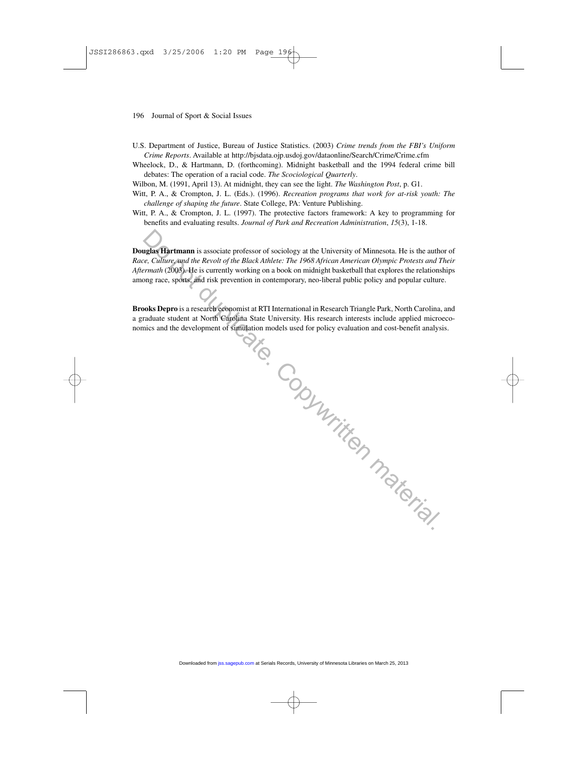U.S. Department of Justice, Bureau of Justice Statistics. (2003) *Crime trends from the FBI's Uniform Crime Reports*. Available at http://bjsdata.ojp.usdoj.gov/dataonline/Search/Crime/Crime.cfm

Wheelock, D., & Hartmann, D. (forthcoming). Midnight basketball and the 1994 federal crime bill debates: The operation of a racial code. *The Scociological Quarterly*.

Wilbon, M. (1991, April 13). At midnight, they can see the light. *The Washington Post*, p. G1.

Witt, P. A., & Crompton, J. L. (Eds.). (1996). *Recreation programs that work for at-risk youth: The challenge of shaping the future*. State College, PA: Venture Publishing.

Witt, P. A., & Crompton, J. L. (1997). The protective factors framework: A key to programming for benefits and evaluating results. *Journal of Park and Recreation Administration*, *15*(3), 1-18.

**Douglas Hartmann** is associate professor of sociology at the University of Minnesota. He is the author of *Race, Culture, and the Revolt of the Black Athlete: The 1968 African American Olympic Protests and Their Aftermath* (2003). He is currently working on a book on midnight basketball that explores the relationships among race, sports, and risk prevention in contemporary, neo-liberal public policy and popular culture.

**Brooks Depro** is a research economist at RTI International in Research Triangle Park, North Carolina, and a graduate student at North Carolina State University. His research interests include applied microeconomics and the development of simulation models used for policy evaluation and cost-benefit analysis.